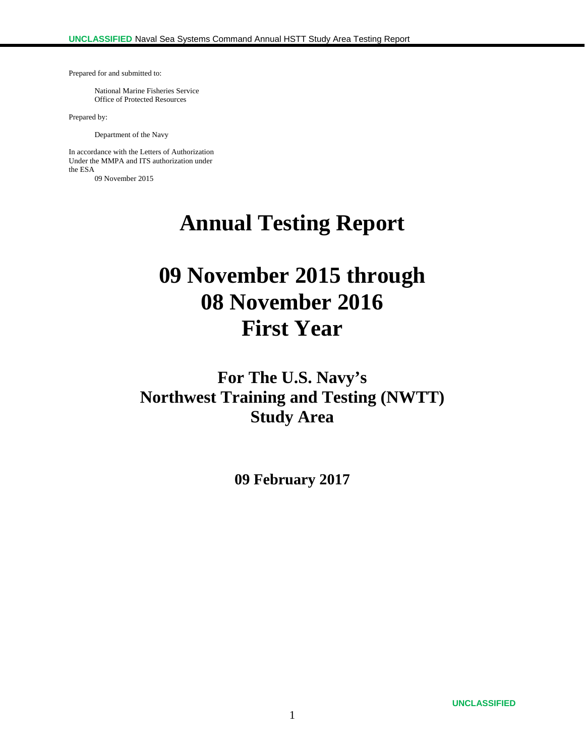Prepared for and submitted to:

National Marine Fisheries Service
Office of Protected Resources

Prepared by:

Department of the Navy

In accordance with the Letters of Authorization
Under the MMPA and ITS authorization under
the ESA
09 November 2015

# Annual Testing Report

# 09 November 2015 through 08 November 2016 First Year

## For The U.S. Navy's Northwest Training and Testing (NWTT) Study Area

**09 February 2017**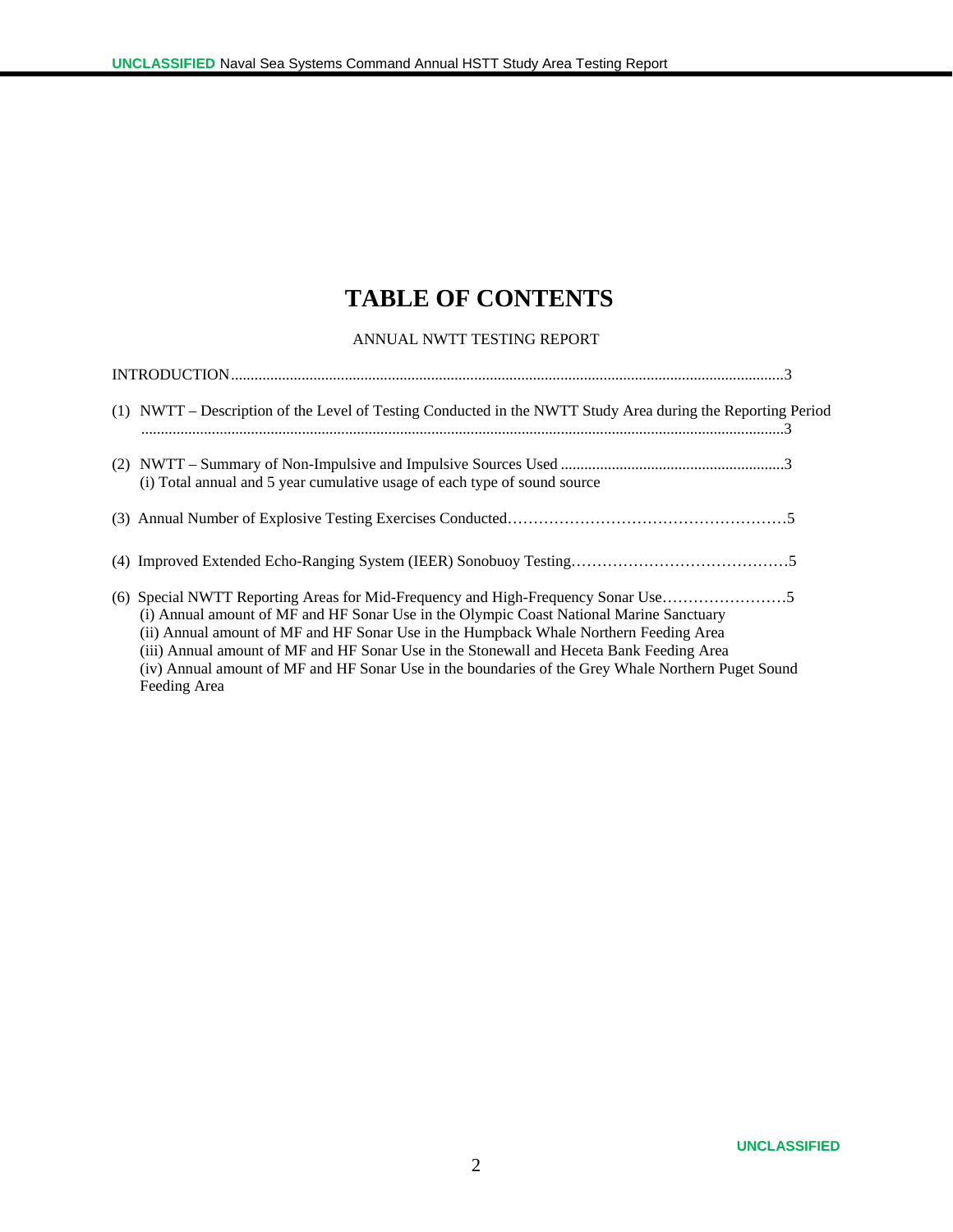# TABLE OF CONTENTS

ANNUAL NWTT TESTING REPORT

INTRODUCTION ........................................................................................................................................3

(1) NWTT – Description of the Level of Testing Conducted in the NWTT Study Area during the Reporting Period ...................................................................................................................................................3

(2) NWTT – Summary of Non-Impulsive and Impulsive Sources Used .........................................................3
    (i) Total annual and 5 year cumulative usage of each type of sound source

(3) Annual Number of Explosive Testing Exercises Conducted……………………………………………….5

(4) Improved Extended Echo-Ranging System (IEER) Sonobuoy Testing……………………………………5

(6) Special NWTT Reporting Areas for Mid-Frequency and High-Frequency Sonar Use……………………5
    (i) Annual amount of MF and HF Sonar Use in the Olympic Coast National Marine Sanctuary
    (ii) Annual amount of MF and HF Sonar Use in the Humpback Whale Northern Feeding Area
    (iii) Annual amount of MF and HF Sonar Use in the Stonewall and Heceta Bank Feeding Area
    (iv) Annual amount of MF and HF Sonar Use in the boundaries of the Grey Whale Northern Puget Sound Feeding Area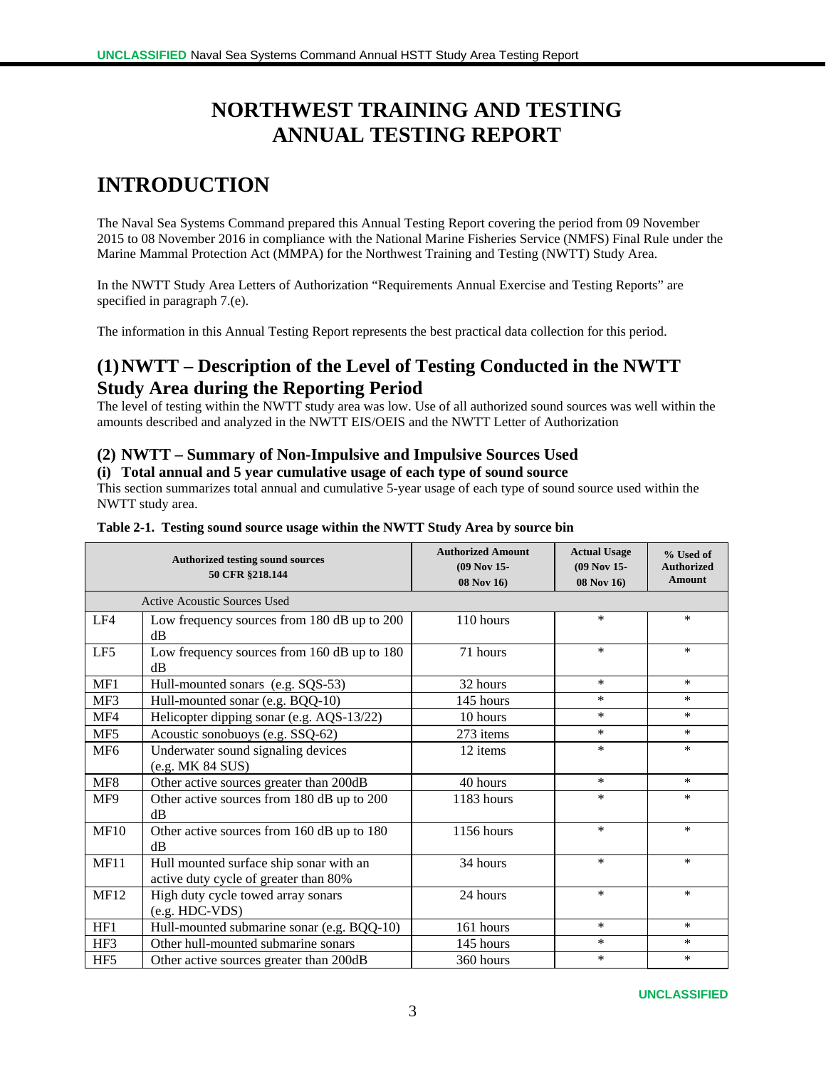# NORTHWEST TRAINING AND TESTING ANNUAL TESTING REPORT

# INTRODUCTION

The Naval Sea Systems Command prepared this Annual Testing Report covering the period from 09 November 2015 to 08 November 2016 in compliance with the National Marine Fisheries Service (NMFS) Final Rule under the Marine Mammal Protection Act (MMPA) for the Northwest Training and Testing (NWTT) Study Area.

In the NWTT Study Area Letters of Authorization "Requirements Annual Exercise and Testing Reports" are specified in paragraph 7.(e).

The information in this Annual Testing Report represents the best practical data collection for this period.

## (1) NWTT – Description of the Level of Testing Conducted in the NWTT Study Area during the Reporting Period

The level of testing within the NWTT study area was low. Use of all authorized sound sources was well within the amounts described and analyzed in the NWTT EIS/OEIS and the NWTT Letter of Authorization

### (2) NWTT – Summary of Non-Impulsive and Impulsive Sources Used

#### (i) Total annual and 5 year cumulative usage of each type of sound source

This section summarizes total annual and cumulative 5-year usage of each type of sound source used within the NWTT study area.

**Table 2-1. Testing sound source usage within the NWTT Study Area by source bin**

| Authorized testing sound sources 50 CFR §218.144 | | Authorized Amount (09 Nov 15-08 Nov 16) | Actual Usage (09 Nov 15-08 Nov 16) | % Used of Authorized Amount |
|---|---|---|---|---|
| Active Acoustic Sources Used | | | | |
| LF4 | Low frequency sources from 180 dB up to 200 dB | 110 hours | * | * |
| LF5 | Low frequency sources from 160 dB up to 180 dB | 71 hours | * | * |
| MF1 | Hull-mounted sonars (e.g. SQS-53) | 32 hours | * | * |
| MF3 | Hull-mounted sonar (e.g. BQQ-10) | 145 hours | * | * |
| MF4 | Helicopter dipping sonar (e.g. AQS-13/22) | 10 hours | * | * |
| MF5 | Acoustic sonobuoys (e.g. SSQ-62) | 273 items | * | * |
| MF6 | Underwater sound signaling devices (e.g. MK 84 SUS) | 12 items | * | * |
| MF8 | Other active sources greater than 200dB | 40 hours | * | * |
| MF9 | Other active sources from 180 dB up to 200 dB | 1183 hours | * | * |
| MF10 | Other active sources from 160 dB up to 180 dB | 1156 hours | * | * |
| MF11 | Hull mounted surface ship sonar with an active duty cycle of greater than 80% | 34 hours | * | * |
| MF12 | High duty cycle towed array sonars (e.g. HDC-VDS) | 24 hours | * | * |
| HF1 | Hull-mounted submarine sonar (e.g. BQQ-10) | 161 hours | * | * |
| HF3 | Other hull-mounted submarine sonars | 145 hours | * | * |
| HF5 | Other active sources greater than 200dB | 360 hours | * | * |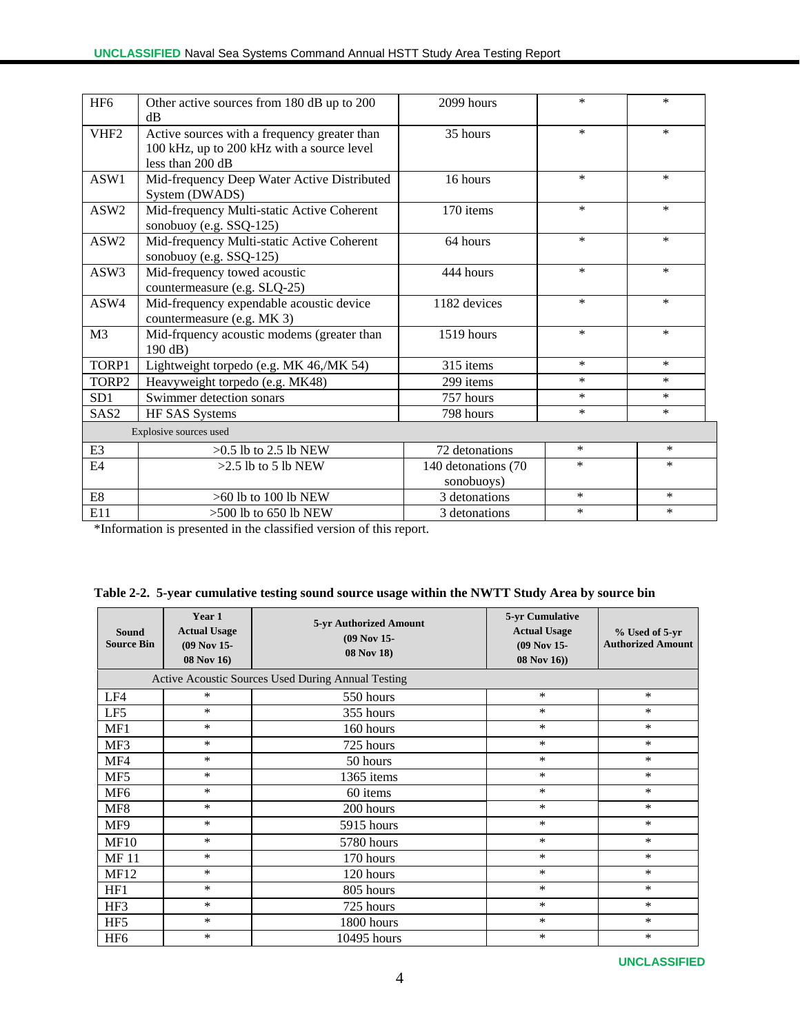| | | | | |
|---|---|---|---|---|
| HF6 | Other active sources from 180 dB up to 200 dB | 2099 hours | * | * |
| VHF2 | Active sources with a frequency greater than 100 kHz, up to 200 kHz with a source level less than 200 dB | 35 hours | * | * |
| ASW1 | Mid-frequency Deep Water Active Distributed System (DWADS) | 16 hours | * | * |
| ASW2 | Mid-frequency Multi-static Active Coherent sonobuoy (e.g. SSQ-125) | 170 items | * | * |
| ASW2 | Mid-frequency Multi-static Active Coherent sonobuoy (e.g. SSQ-125) | 64 hours | * | * |
| ASW3 | Mid-frequency towed acoustic countermeasure (e.g. SLQ-25) | 444 hours | * | * |
| ASW4 | Mid-frequency expendable acoustic device countermeasure (e.g. MK 3) | 1182 devices | * | * |
| M3 | Mid-frqquency acoustic modems (greater than 190 dB) | 1519 hours | * | * |
| TORP1 | Lightweight torpedo (e.g. MK 46,/MK 54) | 315 items | * | * |
| TORP2 | Heavyweight torpedo (e.g. MK48) | 299 items | * | * |
| SD1 | Swimmer detection sonars | 757 hours | * | * |
| SAS2 | HF SAS Systems | 798 hours | * | * |
| Explosive sources used | | | | |
| E3 | >0.5 lb to 2.5 lb NEW | 72 detonations | * | * |
| E4 | >2.5 lb to 5 lb NEW | 140 detonations (70 sonobuoys) | * | * |
| E8 | >60 lb to 100 lb NEW | 3 detonations | * | * |
| E11 | >500 lb to 650 lb NEW | 3 detonations | * | * |

*Information is presented in the classified version of this report.

**Table 2-2. 5-year cumulative testing sound source usage within the NWTT Study Area by source bin**

| Sound Source Bin | Year 1 Actual Usage (09 Nov 15- 08 Nov 16) | 5-yr Authorized Amount (09 Nov 15- 08 Nov 18) | 5-yr Cumulative Actual Usage (09 Nov 15- 08 Nov 16)) | % Used of 5-yr Authorized Amount |
|---|---|---|---|---|
| Active Acoustic Sources Used During Annual Testing | | | | |
| LF4 | * | 550 hours | * | * |
| LF5 | * | 355 hours | * | * |
| MF1 | * | 160 hours | * | * |
| MF3 | * | 725 hours | * | * |
| MF4 | * | 50 hours | * | * |
| MF5 | * | 1365 items | * | * |
| MF6 | * | 60 items | * | * |
| MF8 | * | 200 hours | * | * |
| MF9 | * | 5915 hours | * | * |
| MF10 | * | 5780 hours | * | * |
| MF 11 | * | 170 hours | * | * |
| MF12 | * | 120 hours | * | * |
| HF1 | * | 805 hours | * | * |
| HF3 | * | 725 hours | * | * |
| HF5 | * | 1800 hours | * | * |
| HF6 | * | 10495 hours | * | * |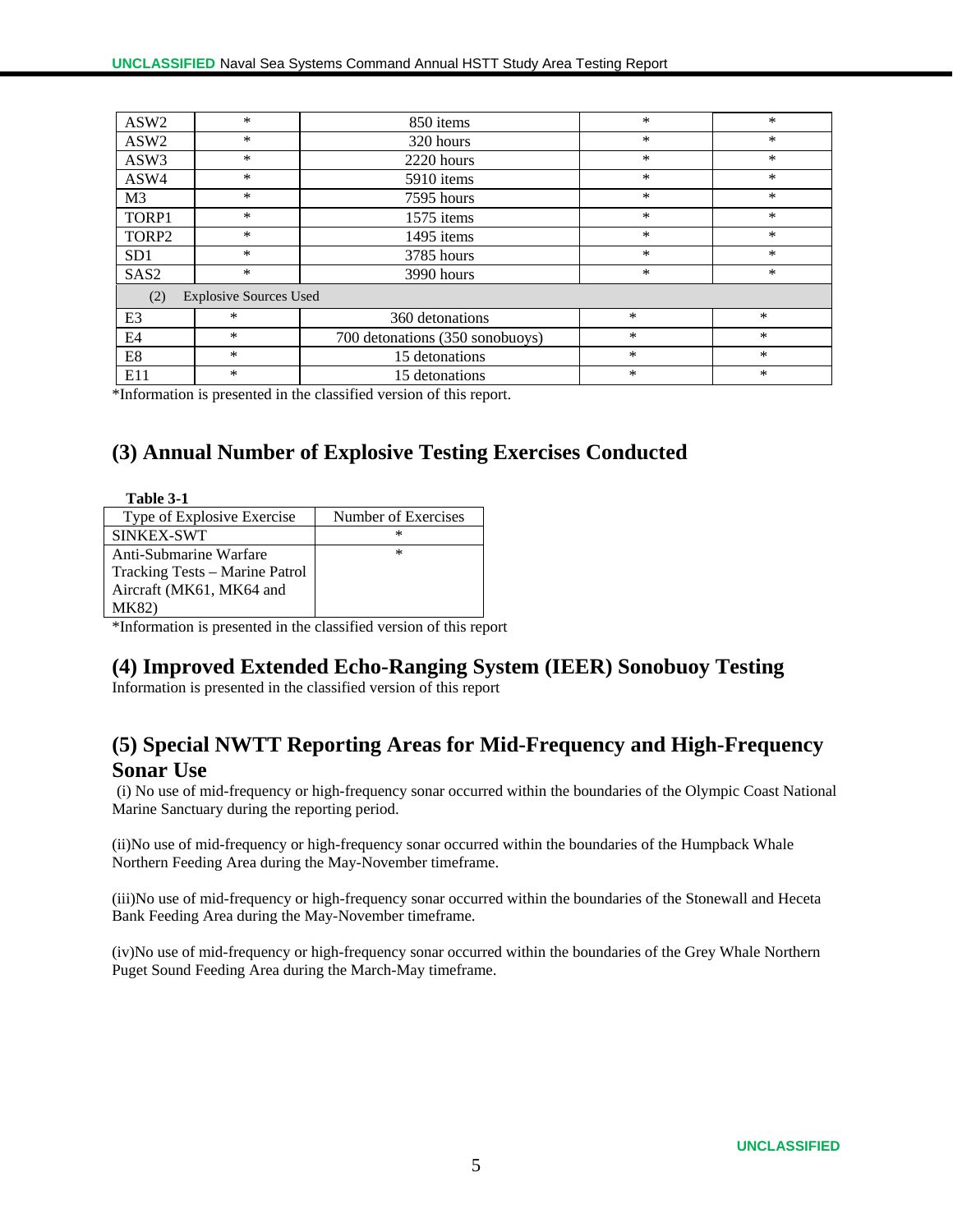| | | | | |
|---|---|---|---|---|
| ASW2 | * | 850 items | * | * |
| ASW2 | * | 320 hours | * | * |
| ASW3 | * | 2220 hours | * | * |
| ASW4 | * | 5910 items | * | * |
| M3 | * | 7595 hours | * | * |
| TORP1 | * | 1575 items | * | * |
| TORP2 | * | 1495 items | * | * |
| SD1 | * | 3785 hours | * | * |
| SAS2 | * | 3990 hours | * | * |
| (2) Explosive Sources Used | | | | |
| E3 | * | 360 detonations | * | * |
| E4 | * | 700 detonations (350 sonobuoys) | * | * |
| E8 | * | 15 detonations | * | * |
| E11 | * | 15 detonations | * | * |

*Information is presented in the classified version of this report.

## (3) Annual Number of Explosive Testing Exercises Conducted

**Table 3-1**

| Type of Explosive Exercise | Number of Exercises |
|---|---|
| SINKEX-SWT | * |
| Anti-Submarine Warfare Tracking Tests – Marine Patrol Aircraft (MK61, MK64 and MK82) | * |

*Information is presented in the classified version of this report

## (4) Improved Extended Echo-Ranging System (IEER) Sonobuoy Testing

Information is presented in the classified version of this report

## (5) Special NWTT Reporting Areas for Mid-Frequency and High-Frequency Sonar Use

(i) No use of mid-frequency or high-frequency sonar occurred within the boundaries of the Olympic Coast National Marine Sanctuary during the reporting period.

(ii)No use of mid-frequency or high-frequency sonar occurred within the boundaries of the Humpback Whale Northern Feeding Area during the May-November timeframe.

(iii)No use of mid-frequency or high-frequency sonar occurred within the boundaries of the Stonewall and Heceta Bank Feeding Area during the May-November timeframe.

(iv)No use of mid-frequency or high-frequency sonar occurred within the boundaries of the Grey Whale Northern Puget Sound Feeding Area during the March-May timeframe.